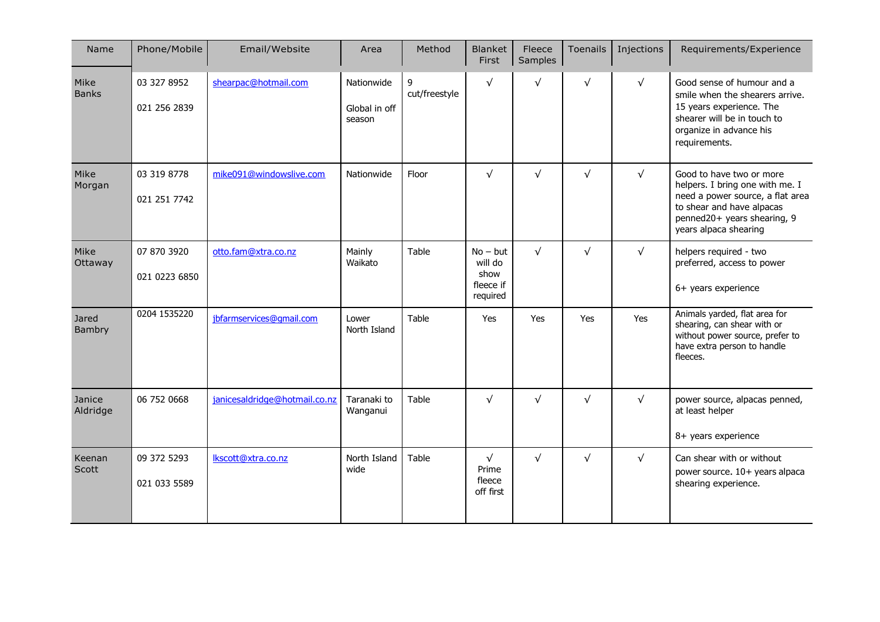| Name | Phone/Mobile | Email/Website | Area | Method | Blanket First | Fleece Samples | Toenails | Injections | Requirements/Experience |
|---|---|---|---|---|---|---|---|---|---|
| Mike Banks | 03 327 8952<br><br>021 256 2839 | shearpac@hotmail.com | Nationwide<br><br>Global in off season | 9 cut/freestyle | √ | √ | √ | √ | Good sense of humour and a smile when the shearers arrive. 15 years experience. The shearer will be in touch to organize in advance his requirements. |
| Mike Morgan | 03 319 8778<br><br>021 251 7742 | mike091@windowslive.com | Nationwide | Floor | √ | √ | √ | √ | Good to have two or more helpers. I bring one with me. I need a power source, a flat area to shear and have alpacas penned20+ years shearing, 9 years alpaca shearing |
| Mike Ottaway | 07 870 3920<br><br>021 0223 6850 | otto.fam@xtra.co.nz | Mainly Waikato | Table | No – but will do show fleece if required | √ | √ | √ | helpers required - two preferred, access to power<br><br>6+ years experience |
| Jared Bambry | 0204 1535220 | jbfarmservices@gmail.com | Lower North Island | Table | Yes | Yes | Yes | Yes | Animals yarded, flat area for shearing, can shear with or without power source, prefer to have extra person to handle fleeces. |
| Janice Aldridge | 06 752 0668 | janicesaldridge@hotmail.co.nz | Taranaki to Wanganui | Table | √ | √ | √ | √ | power source, alpacas penned, at least helper<br><br>8+ years experience |
| Keenan Scott | 09 372 5293<br><br>021 033 5589 | lkscott@xtra.co.nz | North Island wide | Table | √ Prime fleece off first | √ | √ | √ | Can shear with or without power source. 10+ years alpaca shearing experience. |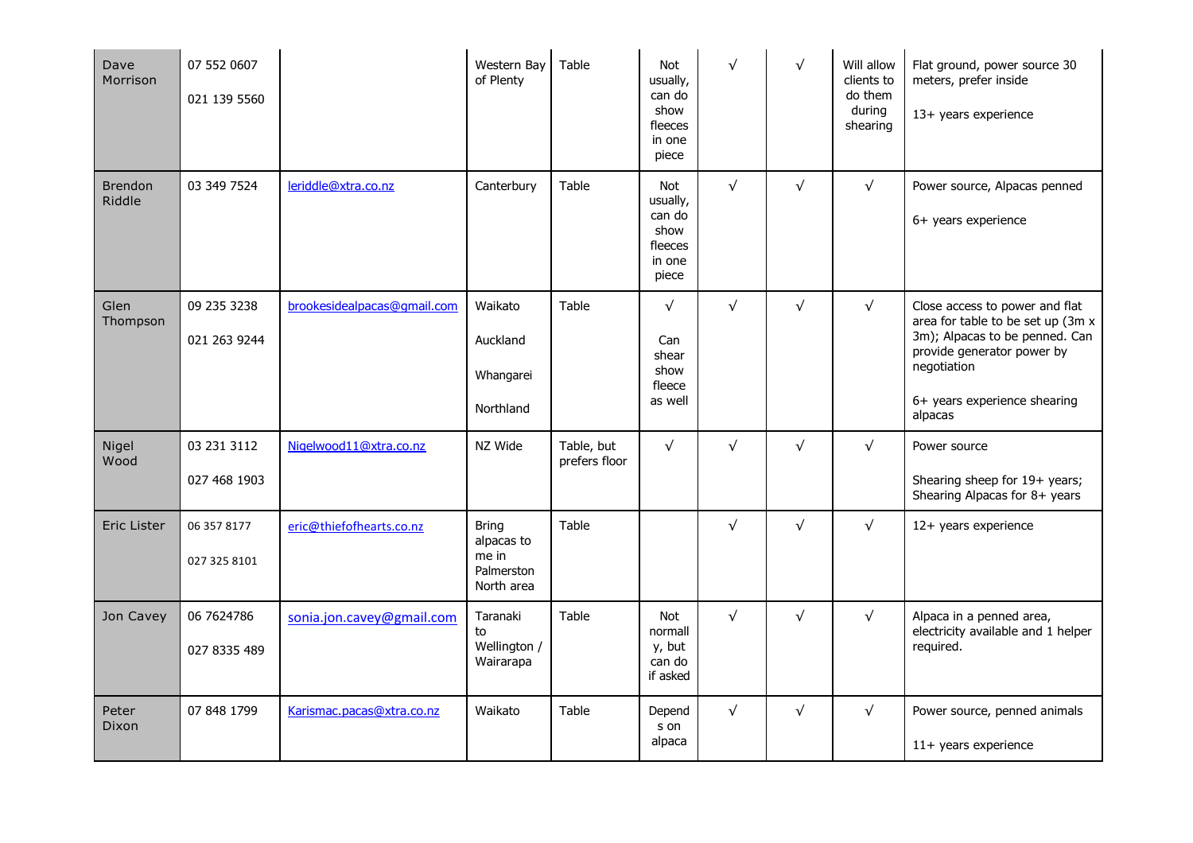| | | | | | | | | | |
|---|---|---|---|---|---|---|---|---|---|
| Dave Morrison | 07 552 0607<br><br>021 139 5560 | | Western Bay of Plenty | Table | Not usually, can do show fleeces in one piece | √ | √ | Will allow clients to do them during shearing | Flat ground, power source 30 meters, prefer inside<br><br>13+ years experience |
| Brendon Riddle | 03 349 7524 | leriddle@xtra.co.nz | Canterbury | Table | Not usually, can do show fleeces in one piece | √ | √ | √ | Power source, Alpacas penned<br><br>6+ years experience |
| Glen Thompson | 09 235 3238<br><br>021 263 9244 | brookesidealpacas@gmail.com | Waikato<br><br>Auckland<br><br>Whangarei<br><br>Northland | Table | √<br><br>Can shear show fleece as well | √ | √ | √ | Close access to power and flat area for table to be set up (3m x 3m); Alpacas to be penned. Can provide generator power by negotiation<br><br>6+ years experience shearing alpacas |
| Nigel Wood | 03 231 3112<br><br>027 468 1903 | Nigelwood11@xtra.co.nz | NZ Wide | Table, but prefers floor | √ | √ | √ | √ | Power source<br><br>Shearing sheep for 19+ years; Shearing Alpacas for 8+ years |
| Eric Lister | 06 357 8177<br><br>027 325 8101 | eric@thiefofhearts.co.nz | Bring alpacas to me in Palmerston North area | Table | | √ | √ | √ | 12+ years experience |
| Jon Cavey | 06 7624786<br><br>027 8335 489 | sonia.jon.cavey@gmail.com | Taranaki to Wellington / Wairarapa | Table | Not normally, but can do if asked | √ | √ | √ | Alpaca in a penned area, electricity available and 1 helper required. |
| Peter Dixon | 07 848 1799 | Karismac.pacas@xtra.co.nz | Waikato | Table | Depends on alpaca | √ | √ | √ | Power source, penned animals<br><br>11+ years experience |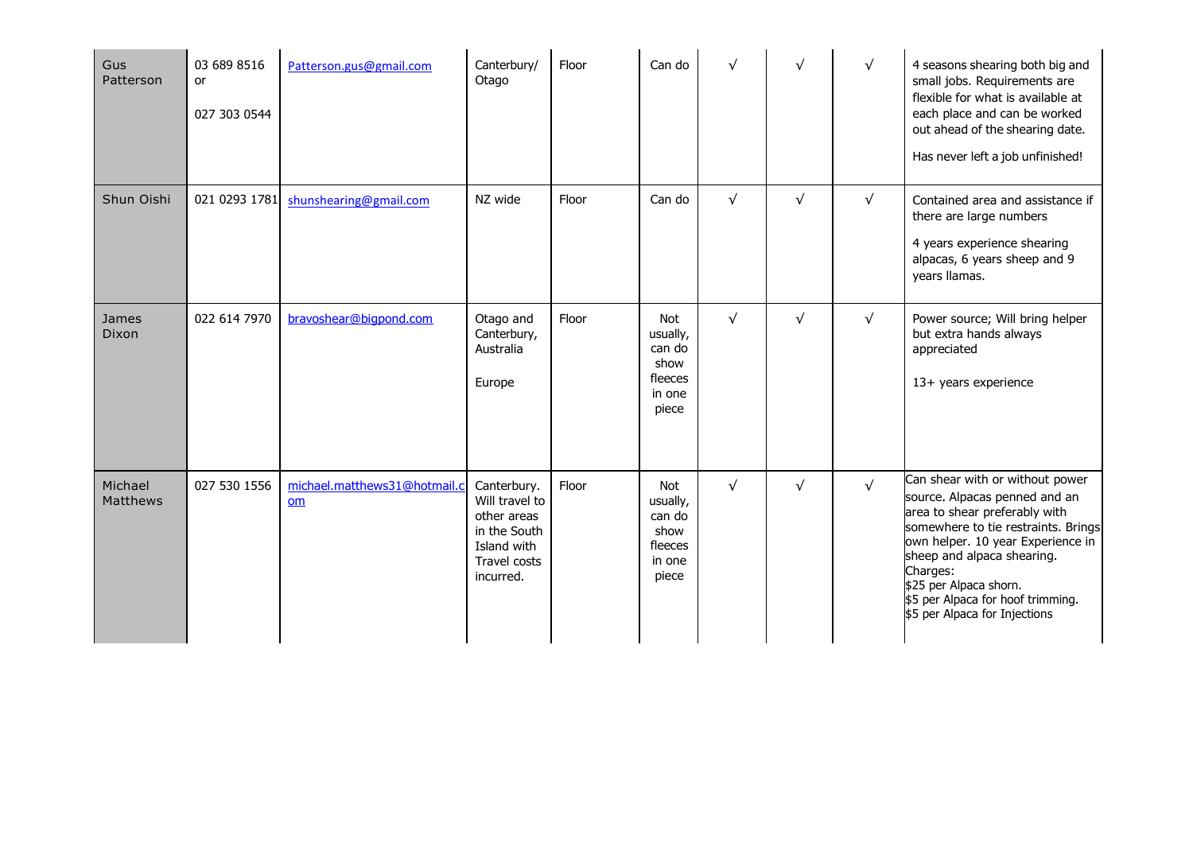| | | | | | | | | | |
|---|---|---|---|---|---|---|---|---|---|
| Gus Patterson | 03 689 8516 or 027 303 0544 | Patterson.gus@gmail.com | Canterbury/ Otago | Floor | Can do | √ | √ | √ | 4 seasons shearing both big and small jobs. Requirements are flexible for what is available at each place and can be worked out ahead of the shearing date. Has never left a job unfinished! |
| Shun Oishi | 021 0293 1781 | shunshearing@gmail.com | NZ wide | Floor | Can do | √ | √ | √ | Contained area and assistance if there are large numbers 4 years experience shearing alpacas, 6 years sheep and 9 years llamas. |
| James Dixon | 022 614 7970 | bravoshear@bigpond.com | Otago and Canterbury, Australia Europe | Floor | Not usually, can do show fleeces in one piece | √ | √ | √ | Power source; Will bring helper but extra hands always appreciated 13+ years experience |
| Michael Matthews | 027 530 1556 | michael.matthews31@hotmail.com | Canterbury. Will travel to other areas in the South Island with Travel costs incurred. | Floor | Not usually, can do show fleeces in one piece | √ | √ | √ | Can shear with or without power source. Alpacas penned and an area to shear preferably with somewhere to tie restraints. Brings own helper. 10 year Experience in sheep and alpaca shearing. Charges: $25 per Alpaca shorn. $5 per Alpaca for hoof trimming. $5 per Alpaca for Injections |